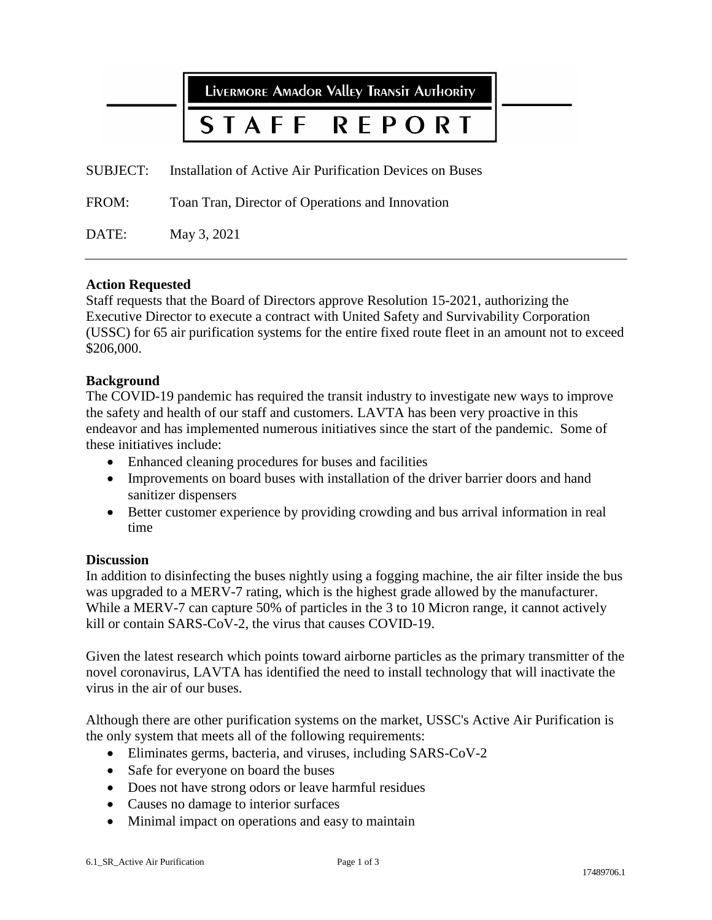Livermore Amador Valley Transit Authority

# STAFF REPORT

SUBJECT: Installation of Active Air Purification Devices on Buses

FROM: Toan Tran, Director of Operations and Innovation

DATE: May 3, 2021

---

**Action Requested**

Staff requests that the Board of Directors approve Resolution 15-2021, authorizing the Executive Director to execute a contract with United Safety and Survivability Corporation (USSC) for 65 air purification systems for the entire fixed route fleet in an amount not to exceed $206,000.

**Background**

The COVID-19 pandemic has required the transit industry to investigate new ways to improve the safety and health of our staff and customers. LAVTA has been very proactive in this endeavor and has implemented numerous initiatives since the start of the pandemic. Some of these initiatives include:

- Enhanced cleaning procedures for buses and facilities
- Improvements on board buses with installation of the driver barrier doors and hand sanitizer dispensers
- Better customer experience by providing crowding and bus arrival information in real time

**Discussion**

In addition to disinfecting the buses nightly using a fogging machine, the air filter inside the bus was upgraded to a MERV-7 rating, which is the highest grade allowed by the manufacturer. While a MERV-7 can capture 50% of particles in the 3 to 10 Micron range, it cannot actively kill or contain SARS-CoV-2, the virus that causes COVID-19.

Given the latest research which points toward airborne particles as the primary transmitter of the novel coronavirus, LAVTA has identified the need to install technology that will inactivate the virus in the air of our buses.

Although there are other purification systems on the market, USSC's Active Air Purification is the only system that meets all of the following requirements:

- Eliminates germs, bacteria, and viruses, including SARS-CoV-2
- Safe for everyone on board the buses
- Does not have strong odors or leave harmful residues
- Causes no damage to interior surfaces
- Minimal impact on operations and easy to maintain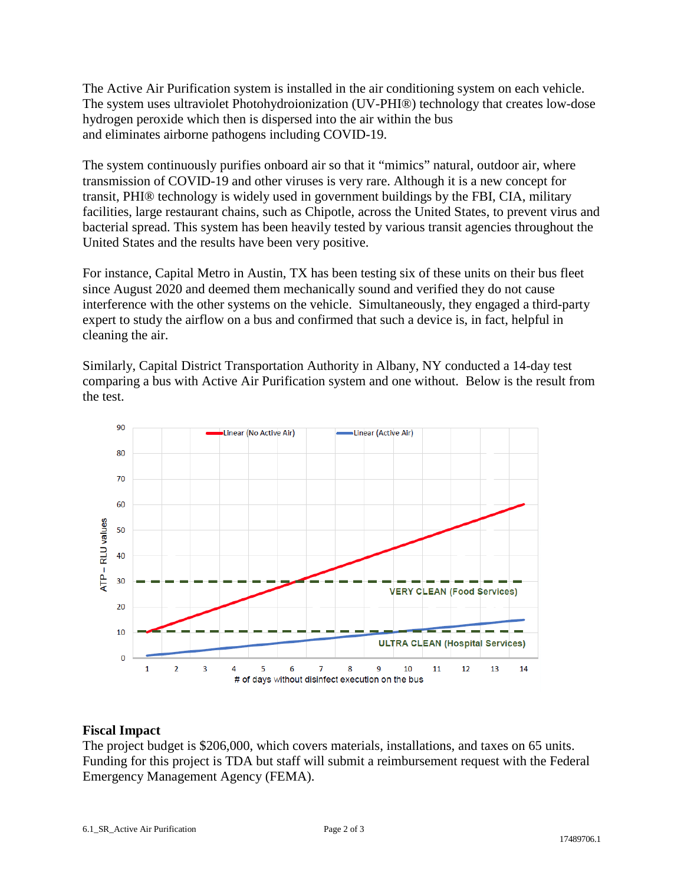The Active Air Purification system is installed in the air conditioning system on each vehicle. The system uses ultraviolet Photohydroionization (UV-PHI®) technology that creates low-dose hydrogen peroxide which then is dispersed into the air within the bus and eliminates airborne pathogens including COVID-19.

The system continuously purifies onboard air so that it "mimics" natural, outdoor air, where transmission of COVID-19 and other viruses is very rare. Although it is a new concept for transit, PHI® technology is widely used in government buildings by the FBI, CIA, military facilities, large restaurant chains, such as Chipotle, across the United States, to prevent virus and bacterial spread. This system has been heavily tested by various transit agencies throughout the United States and the results have been very positive.

For instance, Capital Metro in Austin, TX has been testing six of these units on their bus fleet since August 2020 and deemed them mechanically sound and verified they do not cause interference with the other systems on the vehicle. Simultaneously, they engaged a third-party expert to study the airflow on a bus and confirmed that such a device is, in fact, helpful in cleaning the air.

Similarly, Capital District Transportation Authority in Albany, NY conducted a 14-day test comparing a bus with Active Air Purification system and one without. Below is the result from the test.

## Fiscal Impact

The project budget is $206,000, which covers materials, installations, and taxes on 65 units. Funding for this project is TDA but staff will submit a reimbursement request with the Federal Emergency Management Agency (FEMA).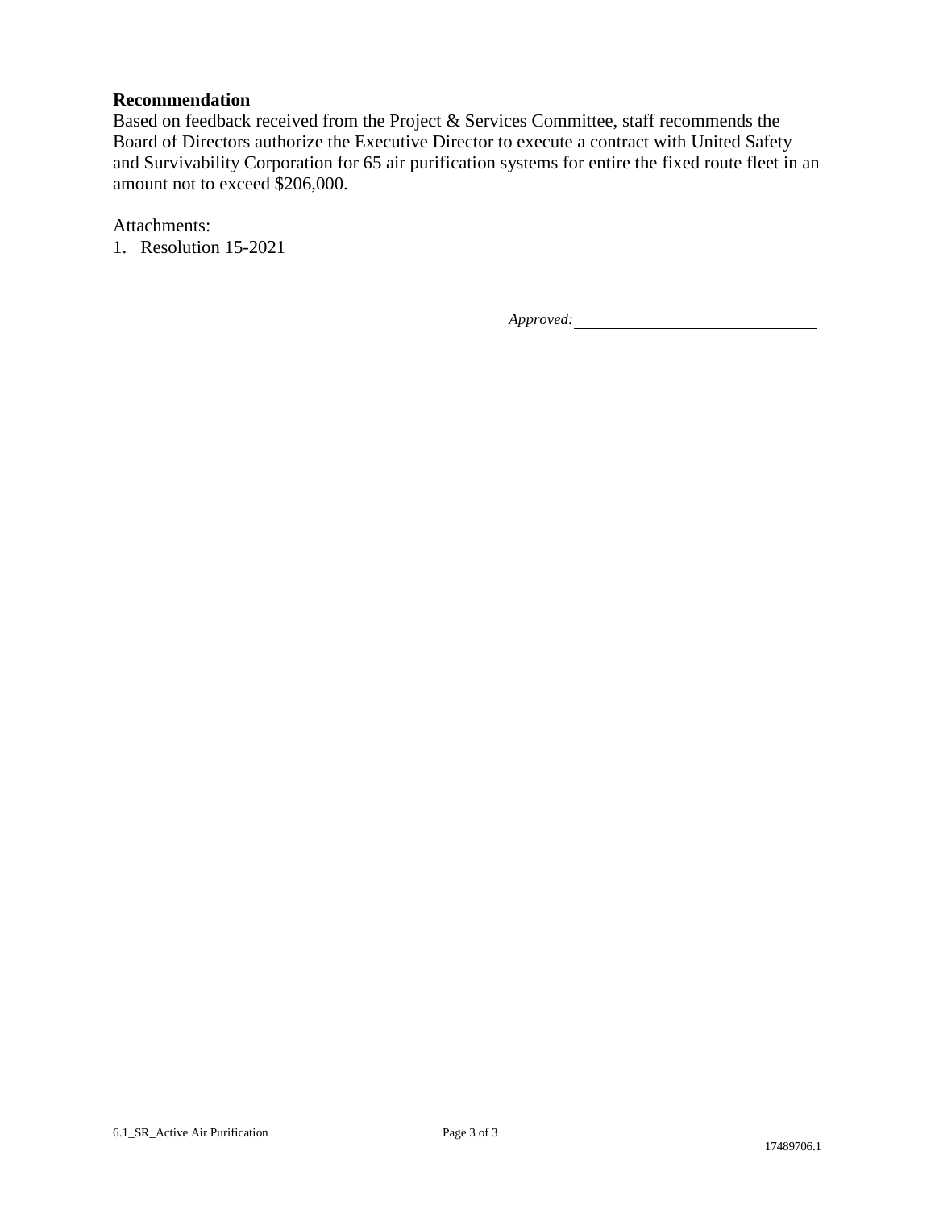**Recommendation**

Based on feedback received from the Project & Services Committee, staff recommends the Board of Directors authorize the Executive Director to execute a contract with United Safety and Survivability Corporation for 65 air purification systems for entire the fixed route fleet in an amount not to exceed $206,000.

Attachments:

1. Resolution 15-2021

*Approved:* ______________________________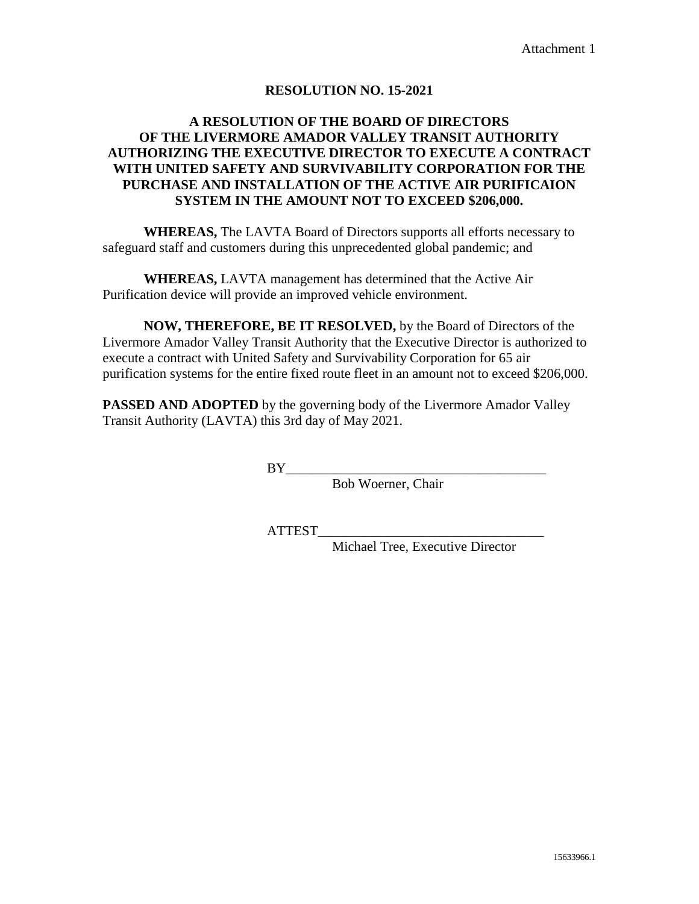Attachment 1

**RESOLUTION NO. 15-2021**

**A RESOLUTION OF THE BOARD OF DIRECTORS OF THE LIVERMORE AMADOR VALLEY TRANSIT AUTHORITY AUTHORIZING THE EXECUTIVE DIRECTOR TO EXECUTE A CONTRACT WITH UNITED SAFETY AND SURVIVABILITY CORPORATION FOR THE PURCHASE AND INSTALLATION OF THE ACTIVE AIR PURIFICAION SYSTEM IN THE AMOUNT NOT TO EXCEED $206,000.**

**WHEREAS,** The LAVTA Board of Directors supports all efforts necessary to safeguard staff and customers during this unprecedented global pandemic; and

**WHEREAS,** LAVTA management has determined that the Active Air Purification device will provide an improved vehicle environment.

**NOW, THEREFORE, BE IT RESOLVED,** by the Board of Directors of the Livermore Amador Valley Transit Authority that the Executive Director is authorized to execute a contract with United Safety and Survivability Corporation for 65 air purification systems for the entire fixed route fleet in an amount not to exceed $206,000.

**PASSED AND ADOPTED** by the governing body of the Livermore Amador Valley Transit Authority (LAVTA) this 3rd day of May 2021.

BY______________________________________
Bob Woerner, Chair

ATTEST_________________________________
Michael Tree, Executive Director

15633966.1